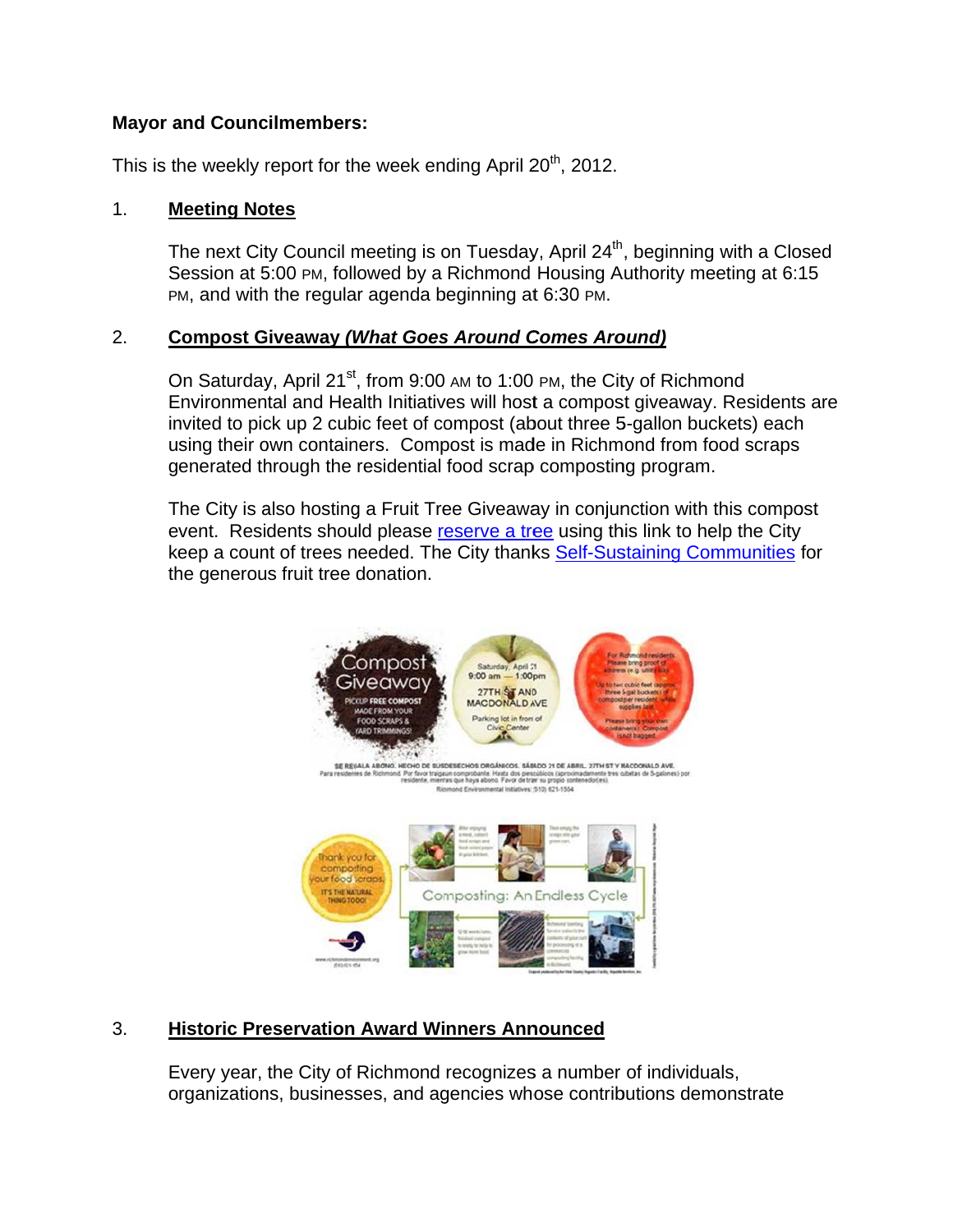**Mayor and Councilmembers:**

This is the weekly report for the week ending April 20th, 2012.

1. **Meeting Notes**

   The next City Council meeting is on Tuesday, April 24th, beginning with a Closed Session at 5:00 PM, followed by a Richmond Housing Authority meeting at 6:15 PM, and with the regular agenda beginning at 6:30 PM.

2. **Compost Giveaway *(What Goes Around Comes Around)***

   On Saturday, April 21st, from 9:00 AM to 1:00 PM, the City of Richmond Environmental and Health Initiatives will host a compost giveaway. Residents are invited to pick up 2 cubic feet of compost (about three 5-gallon buckets) each using their own containers. Compost is made in Richmond from food scraps generated through the residential food scrap composting program.

   The City is also hosting a Fruit Tree Giveaway in conjunction with this compost event. Residents should please reserve a tree using this link to help the City keep a count of trees needed. The City thanks Self-Sustaining Communities for the generous fruit tree donation.

3. **Historic Preservation Award Winners Announced**

   Every year, the City of Richmond recognizes a number of individuals, organizations, businesses, and agencies whose contributions demonstrate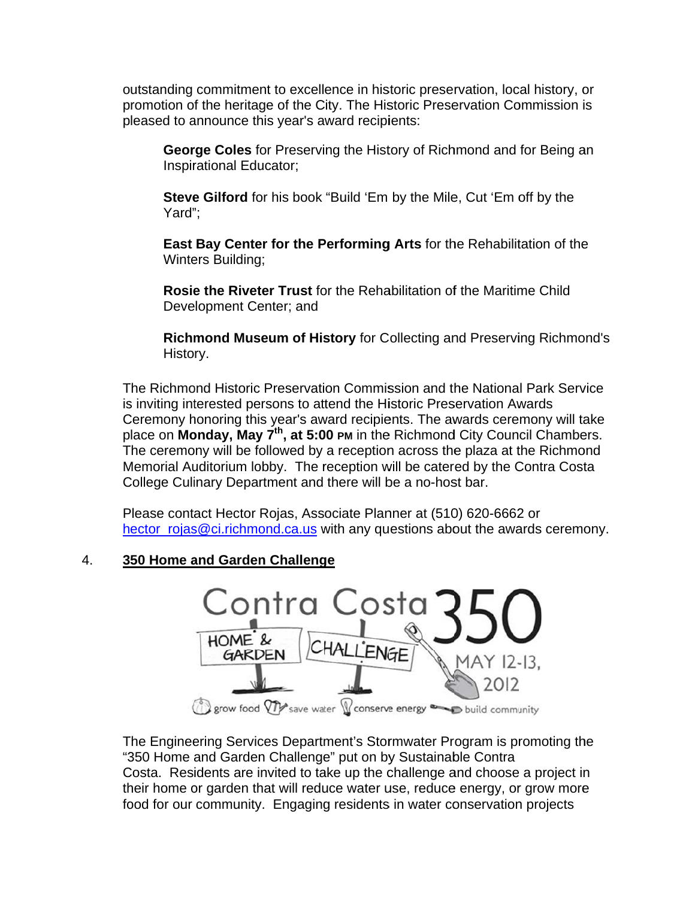outstanding commitment to excellence in historic preservation, local history, or promotion of the heritage of the City. The Historic Preservation Commission is pleased to announce this year's award recipients:

**George Coles** for Preserving the History of Richmond and for Being an Inspirational Educator;

**Steve Gilford** for his book "Build 'Em by the Mile, Cut 'Em off by the Yard";

**East Bay Center for the Performing Arts** for the Rehabilitation of the Winters Building;

**Rosie the Riveter Trust** for the Rehabilitation of the Maritime Child Development Center; and

**Richmond Museum of History** for Collecting and Preserving Richmond's History.

The Richmond Historic Preservation Commission and the National Park Service is inviting interested persons to attend the Historic Preservation Awards Ceremony honoring this year's award recipients. The awards ceremony will take place on **Monday, May 7th, at 5:00 PM** in the Richmond City Council Chambers. The ceremony will be followed by a reception across the plaza at the Richmond Memorial Auditorium lobby. The reception will be catered by the Contra Costa College Culinary Department and there will be a no-host bar.

Please contact Hector Rojas, Associate Planner at (510) 620-6662 or hector_rojas@ci.richmond.ca.us with any questions about the awards ceremony.

4. **350 Home and Garden Challenge**

Contra Costa 350 HOME & GARDEN CHALLENGE MAY 12-13, 2012

grow food save water conserve energy build community

The Engineering Services Department's Stormwater Program is promoting the "350 Home and Garden Challenge" put on by Sustainable Contra Costa. Residents are invited to take up the challenge and choose a project in their home or garden that will reduce water use, reduce energy, or grow more food for our community. Engaging residents in water conservation projects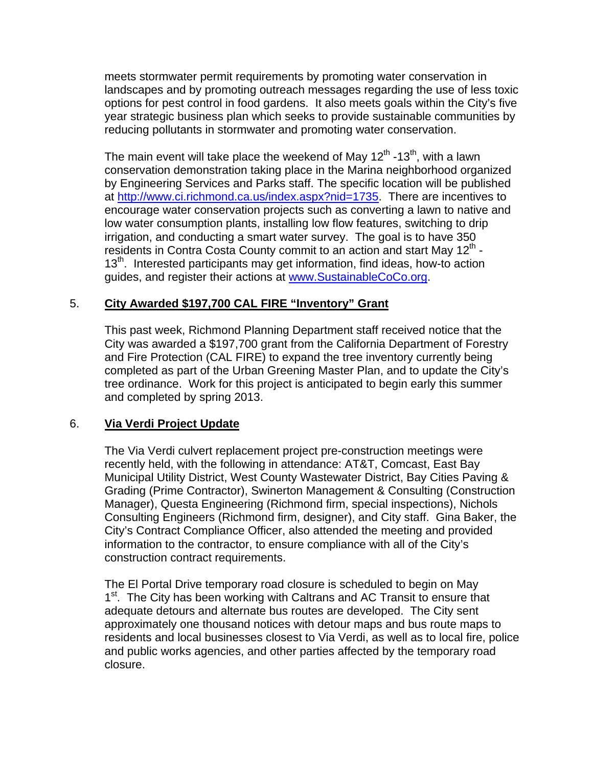meets stormwater permit requirements by promoting water conservation in landscapes and by promoting outreach messages regarding the use of less toxic options for pest control in food gardens. It also meets goals within the City's five year strategic business plan which seeks to provide sustainable communities by reducing pollutants in stormwater and promoting water conservation.

The main event will take place the weekend of May 12th -13th, with a lawn conservation demonstration taking place in the Marina neighborhood organized by Engineering Services and Parks staff. The specific location will be published at http://www.ci.richmond.ca.us/index.aspx?nid=1735. There are incentives to encourage water conservation projects such as converting a lawn to native and low water consumption plants, installing low flow features, switching to drip irrigation, and conducting a smart water survey. The goal is to have 350 residents in Contra Costa County commit to an action and start May 12th - 13th. Interested participants may get information, find ideas, how-to action guides, and register their actions at www.SustainableCoCo.org.

5. **City Awarded $197,700 CAL FIRE "Inventory" Grant**

This past week, Richmond Planning Department staff received notice that the City was awarded a $197,700 grant from the California Department of Forestry and Fire Protection (CAL FIRE) to expand the tree inventory currently being completed as part of the Urban Greening Master Plan, and to update the City's tree ordinance. Work for this project is anticipated to begin early this summer and completed by spring 2013.

6. **Via Verdi Project Update**

The Via Verdi culvert replacement project pre-construction meetings were recently held, with the following in attendance: AT&T, Comcast, East Bay Municipal Utility District, West County Wastewater District, Bay Cities Paving & Grading (Prime Contractor), Swinerton Management & Consulting (Construction Manager), Questa Engineering (Richmond firm, special inspections), Nichols Consulting Engineers (Richmond firm, designer), and City staff. Gina Baker, the City's Contract Compliance Officer, also attended the meeting and provided information to the contractor, to ensure compliance with all of the City's construction contract requirements.

The El Portal Drive temporary road closure is scheduled to begin on May 1st. The City has been working with Caltrans and AC Transit to ensure that adequate detours and alternate bus routes are developed. The City sent approximately one thousand notices with detour maps and bus route maps to residents and local businesses closest to Via Verdi, as well as to local fire, police and public works agencies, and other parties affected by the temporary road closure.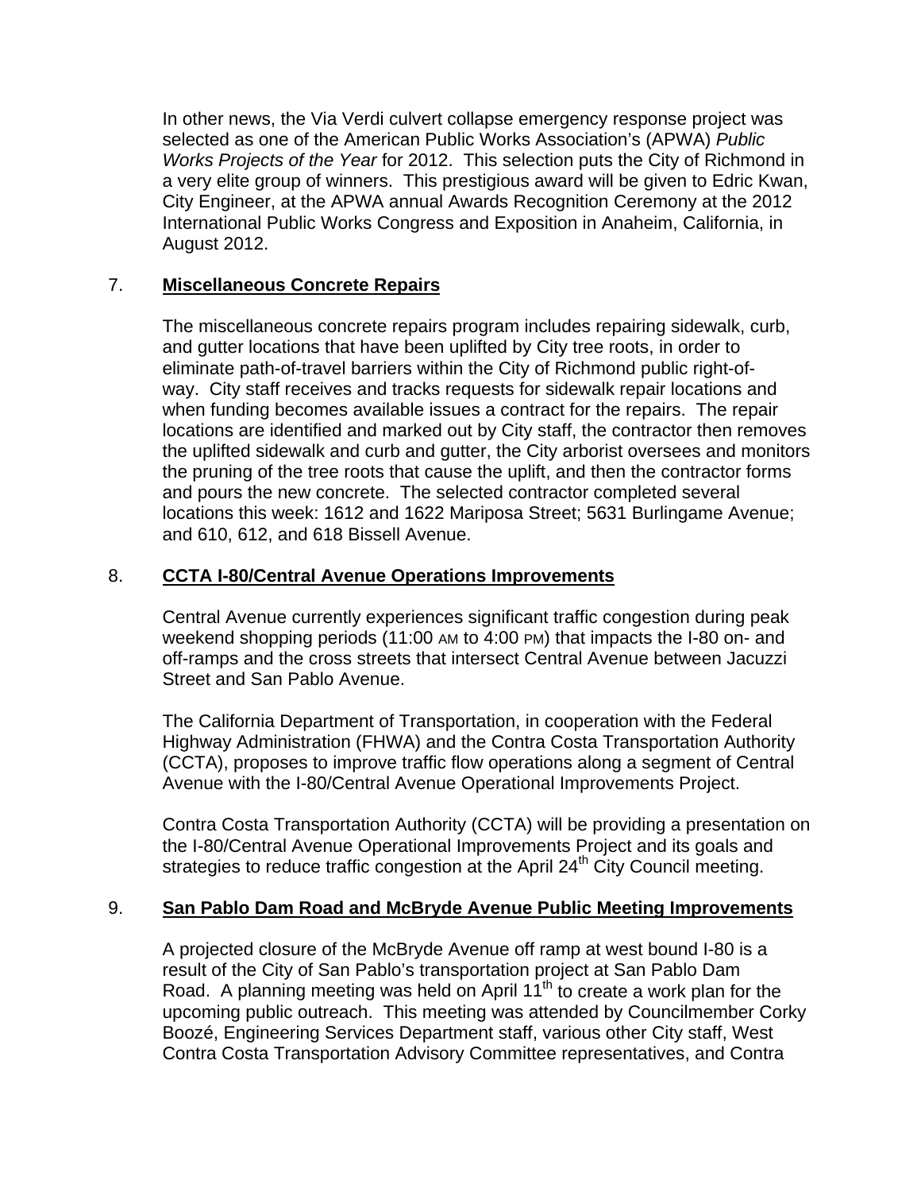In other news, the Via Verdi culvert collapse emergency response project was selected as one of the American Public Works Association's (APWA) *Public Works Projects of the Year* for 2012. This selection puts the City of Richmond in a very elite group of winners. This prestigious award will be given to Edric Kwan, City Engineer, at the APWA annual Awards Recognition Ceremony at the 2012 International Public Works Congress and Exposition in Anaheim, California, in August 2012.

7. **Miscellaneous Concrete Repairs**

The miscellaneous concrete repairs program includes repairing sidewalk, curb, and gutter locations that have been uplifted by City tree roots, in order to eliminate path-of-travel barriers within the City of Richmond public right-of-way. City staff receives and tracks requests for sidewalk repair locations and when funding becomes available issues a contract for the repairs. The repair locations are identified and marked out by City staff, the contractor then removes the uplifted sidewalk and curb and gutter, the City arborist oversees and monitors the pruning of the tree roots that cause the uplift, and then the contractor forms and pours the new concrete. The selected contractor completed several locations this week: 1612 and 1622 Mariposa Street; 5631 Burlingame Avenue; and 610, 612, and 618 Bissell Avenue.

8. **CCTA I-80/Central Avenue Operations Improvements**

Central Avenue currently experiences significant traffic congestion during peak weekend shopping periods (11:00 AM to 4:00 PM) that impacts the I-80 on- and off-ramps and the cross streets that intersect Central Avenue between Jacuzzi Street and San Pablo Avenue.

The California Department of Transportation, in cooperation with the Federal Highway Administration (FHWA) and the Contra Costa Transportation Authority (CCTA), proposes to improve traffic flow operations along a segment of Central Avenue with the I-80/Central Avenue Operational Improvements Project.

Contra Costa Transportation Authority (CCTA) will be providing a presentation on the I-80/Central Avenue Operational Improvements Project and its goals and strategies to reduce traffic congestion at the April 24th City Council meeting.

9. **San Pablo Dam Road and McBryde Avenue Public Meeting Improvements**

A projected closure of the McBryde Avenue off ramp at west bound I-80 is a result of the City of San Pablo's transportation project at San Pablo Dam Road. A planning meeting was held on April 11th to create a work plan for the upcoming public outreach. This meeting was attended by Councilmember Corky Boozé, Engineering Services Department staff, various other City staff, West Contra Costa Transportation Advisory Committee representatives, and Contra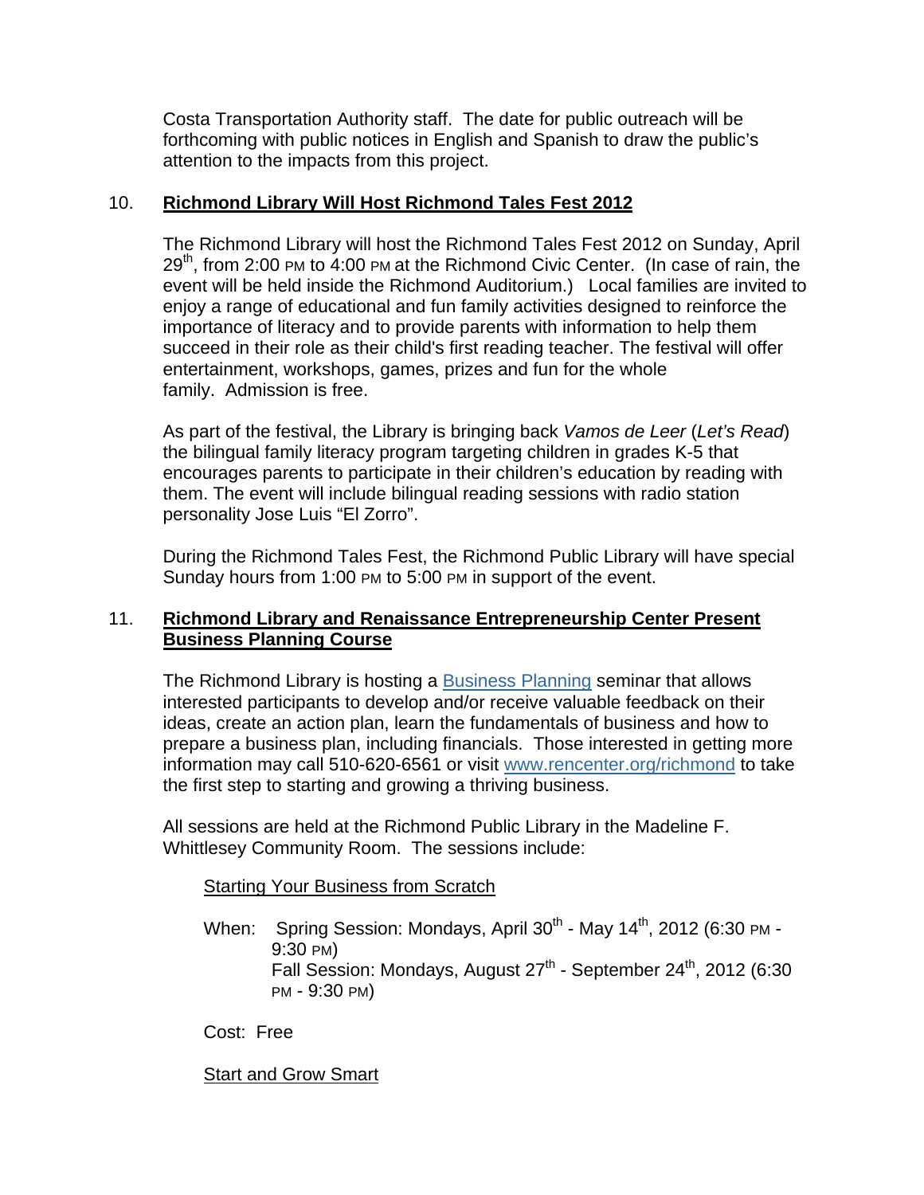Costa Transportation Authority staff. The date for public outreach will be forthcoming with public notices in English and Spanish to draw the public's attention to the impacts from this project.

10. **Richmond Library Will Host Richmond Tales Fest 2012**

The Richmond Library will host the Richmond Tales Fest 2012 on Sunday, April 29th, from 2:00 PM to 4:00 PM at the Richmond Civic Center. (In case of rain, the event will be held inside the Richmond Auditorium.) Local families are invited to enjoy a range of educational and fun family activities designed to reinforce the importance of literacy and to provide parents with information to help them succeed in their role as their child's first reading teacher. The festival will offer entertainment, workshops, games, prizes and fun for the whole family. Admission is free.

As part of the festival, the Library is bringing back *Vamos de Leer* (*Let's Read*) the bilingual family literacy program targeting children in grades K-5 that encourages parents to participate in their children's education by reading with them. The event will include bilingual reading sessions with radio station personality Jose Luis "El Zorro".

During the Richmond Tales Fest, the Richmond Public Library will have special Sunday hours from 1:00 PM to 5:00 PM in support of the event.

11. **Richmond Library and Renaissance Entrepreneurship Center Present Business Planning Course**

The Richmond Library is hosting a Business Planning seminar that allows interested participants to develop and/or receive valuable feedback on their ideas, create an action plan, learn the fundamentals of business and how to prepare a business plan, including financials. Those interested in getting more information may call 510-620-6561 or visit www.rencenter.org/richmond to take the first step to starting and growing a thriving business.

All sessions are held at the Richmond Public Library in the Madeline F. Whittlesey Community Room. The sessions include:

Starting Your Business from Scratch

When: Spring Session: Mondays, April 30th - May 14th, 2012 (6:30 PM - 9:30 PM)
Fall Session: Mondays, August 27th - September 24th, 2012 (6:30 PM - 9:30 PM)

Cost: Free

Start and Grow Smart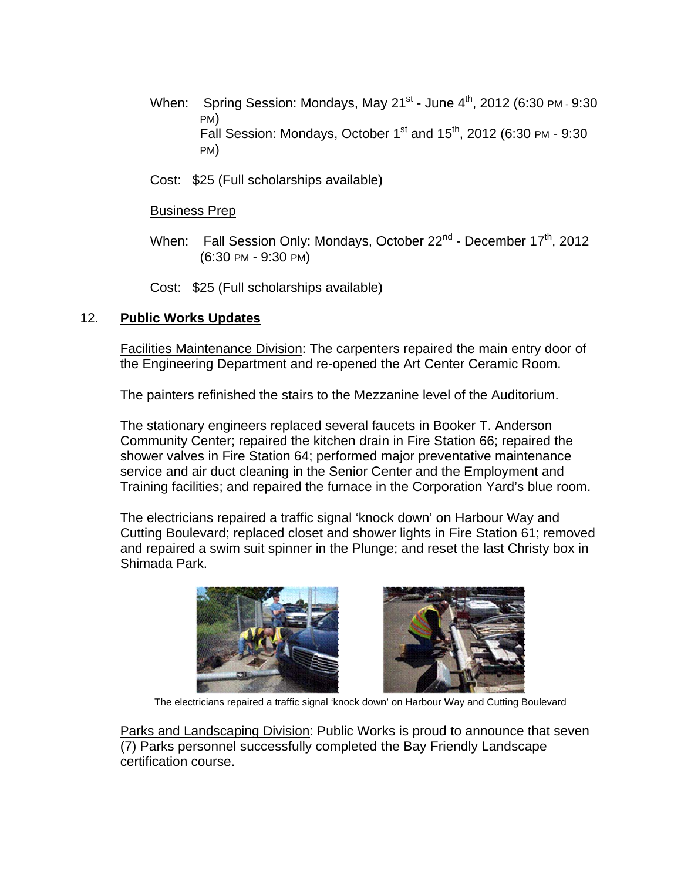When: Spring Session: Mondays, May 21st - June 4th, 2012 (6:30 PM - 9:30 PM)
Fall Session: Mondays, October 1st and 15th, 2012 (6:30 PM - 9:30 PM)

Cost: $25 (Full scholarships available)

Business Prep

When: Fall Session Only: Mondays, October 22nd - December 17th, 2012 (6:30 PM - 9:30 PM)

Cost: $25 (Full scholarships available)

## 12. Public Works Updates

Facilities Maintenance Division: The carpenters repaired the main entry door of the Engineering Department and re-opened the Art Center Ceramic Room.

The painters refinished the stairs to the Mezzanine level of the Auditorium.

The stationary engineers replaced several faucets in Booker T. Anderson Community Center; repaired the kitchen drain in Fire Station 66; repaired the shower valves in Fire Station 64; performed major preventative maintenance service and air duct cleaning in the Senior Center and the Employment and Training facilities; and repaired the furnace in the Corporation Yard's blue room.

The electricians repaired a traffic signal 'knock down' on Harbour Way and Cutting Boulevard; replaced closet and shower lights in Fire Station 61; removed and repaired a swim suit spinner in the Plunge; and reset the last Christy box in Shimada Park.

The electricians repaired a traffic signal 'knock down' on Harbour Way and Cutting Boulevard

Parks and Landscaping Division: Public Works is proud to announce that seven (7) Parks personnel successfully completed the Bay Friendly Landscape certification course.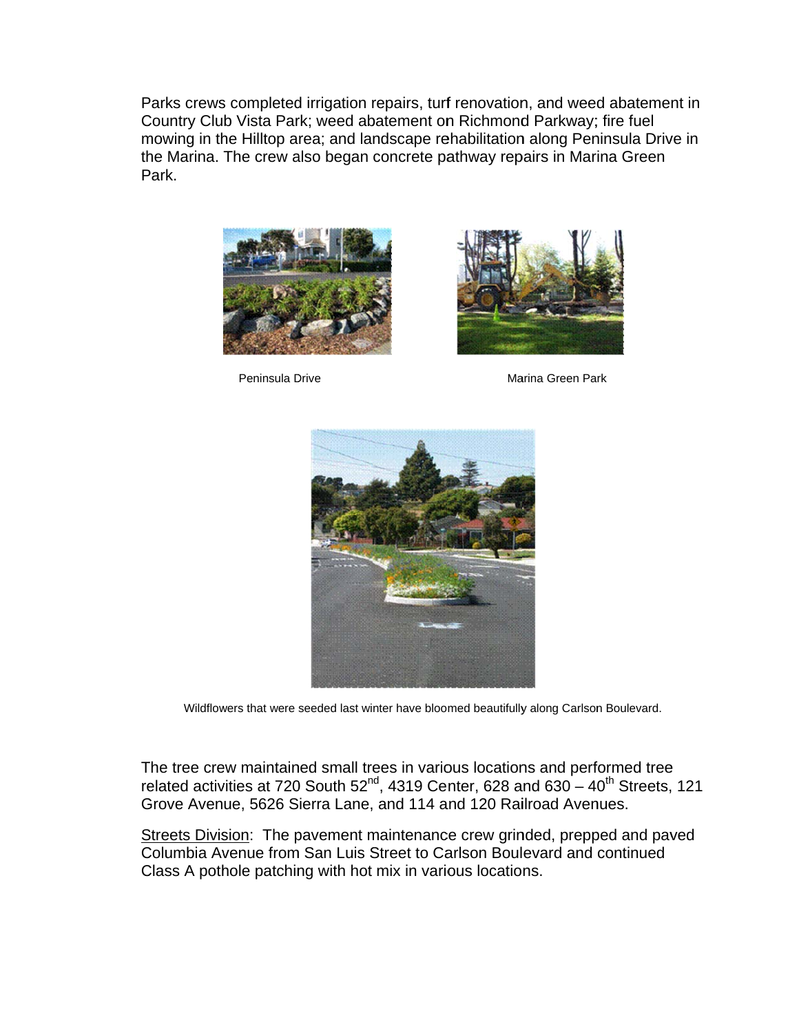Parks crews completed irrigation repairs, turf renovation, and weed abatement in Country Club Vista Park; weed abatement on Richmond Parkway; fire fuel mowing in the Hilltop area; and landscape rehabilitation along Peninsula Drive in the Marina. The crew also began concrete pathway repairs in Marina Green Park.

Peninsula Drive

Marina Green Park

Wildflowers that were seeded last winter have bloomed beautifully along Carlson Boulevard.

The tree crew maintained small trees in various locations and performed tree related activities at 720 South 52nd, 4319 Center, 628 and 630 – 40th Streets, 121 Grove Avenue, 5626 Sierra Lane, and 114 and 120 Railroad Avenues.

Streets Division: The pavement maintenance crew grinded, prepped and paved Columbia Avenue from San Luis Street to Carlson Boulevard and continued Class A pothole patching with hot mix in various locations.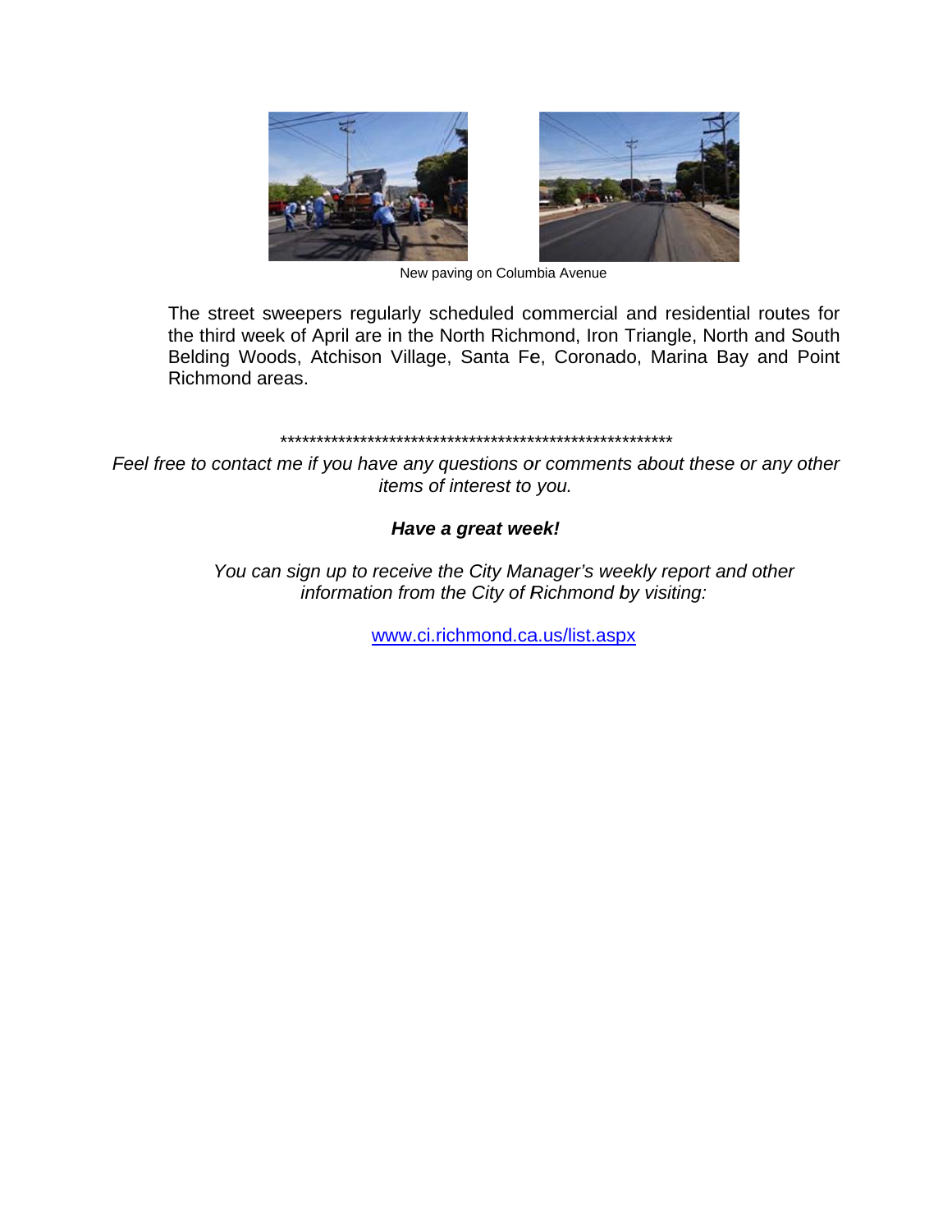New paving on Columbia Avenue

The street sweepers regularly scheduled commercial and residential routes for the third week of April are in the North Richmond, Iron Triangle, North and South Belding Woods, Atchison Village, Santa Fe, Coronado, Marina Bay and Point Richmond areas.

*********************************************************

*Feel free to contact me if you have any questions or comments about these or any other items of interest to you.*

***Have a great week!***

*You can sign up to receive the City Manager's weekly report and other information from the City of Richmond by visiting:*

[www.ci.richmond.ca.us/list.aspx](http://www.ci.richmond.ca.us/list.aspx)